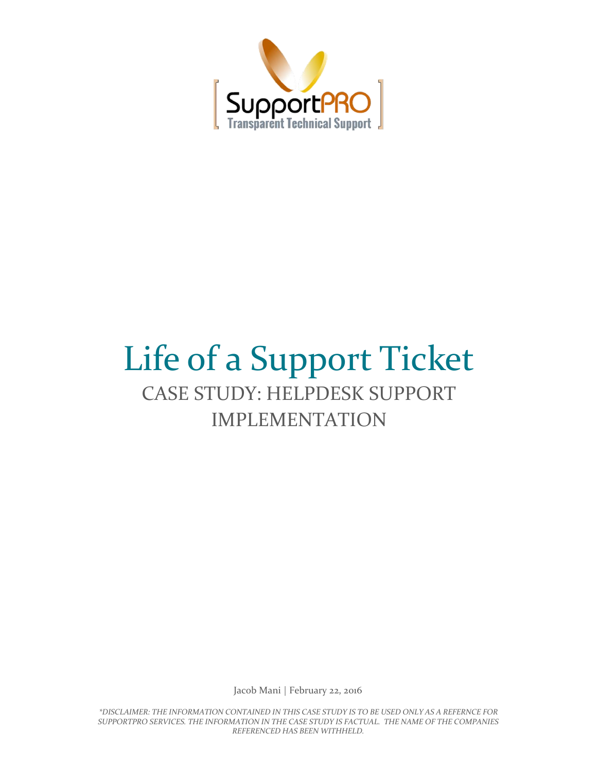SupportPRO

Transparent Technical Support

# Life of a Support Ticket

## CASE STUDY: HELPDESK SUPPORT IMPLEMENTATION

Jacob Mani | February 22, 2016

*\*DISCLAIMER: THE INFORMATION CONTAINED IN THIS CASE STUDY IS TO BE USED ONLY AS A REFERNCE FOR SUPPORTPRO SERVICES. THE INFORMATION IN THE CASE STUDY IS FACTUAL. THE NAME OF THE COMPANIES REFERENCED HAS BEEN WITHHELD.*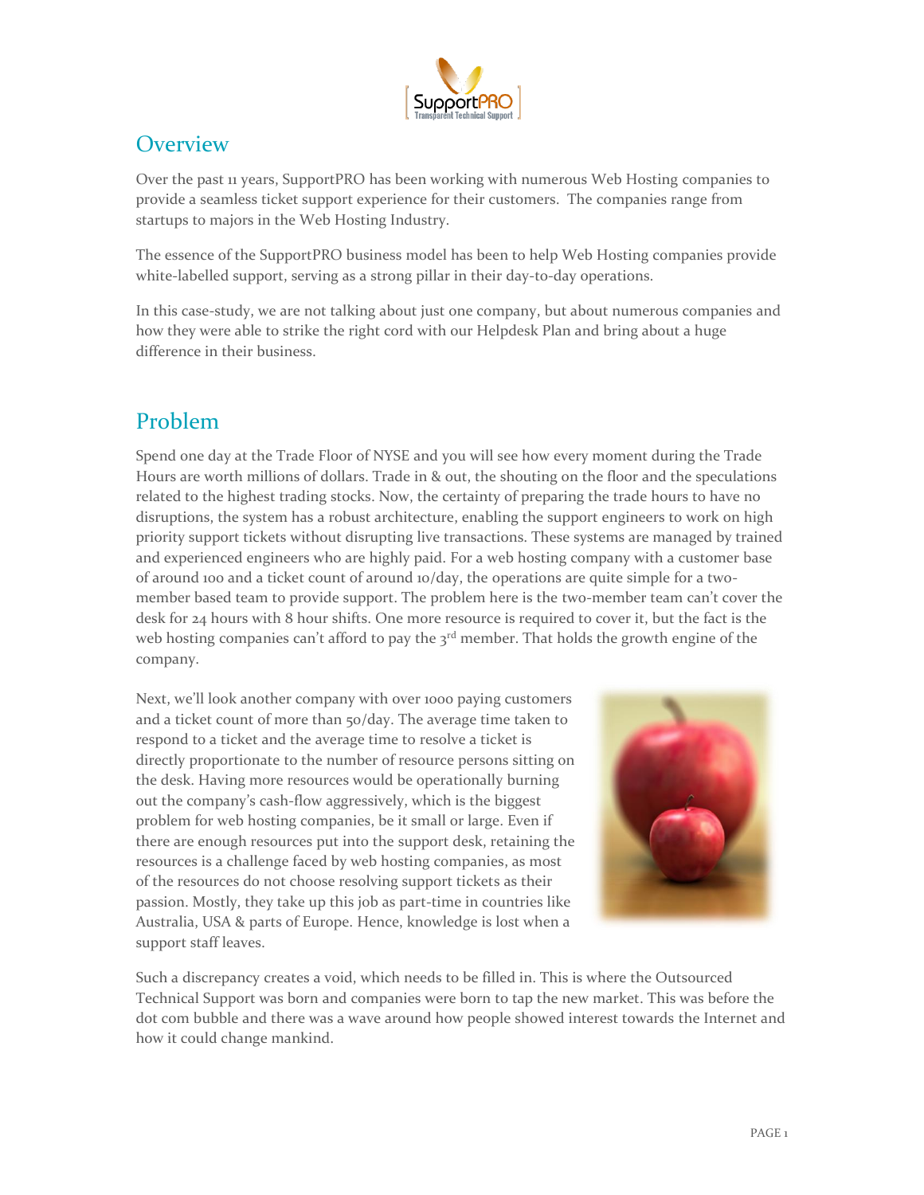## Overview

Over the past 11 years, SupportPRO has been working with numerous Web Hosting companies to provide a seamless ticket support experience for their customers. The companies range from startups to majors in the Web Hosting Industry.

The essence of the SupportPRO business model has been to help Web Hosting companies provide white-labelled support, serving as a strong pillar in their day-to-day operations.

In this case-study, we are not talking about just one company, but about numerous companies and how they were able to strike the right cord with our Helpdesk Plan and bring about a huge difference in their business.

## Problem

Spend one day at the Trade Floor of NYSE and you will see how every moment during the Trade Hours are worth millions of dollars. Trade in & out, the shouting on the floor and the speculations related to the highest trading stocks. Now, the certainty of preparing the trade hours to have no disruptions, the system has a robust architecture, enabling the support engineers to work on high priority support tickets without disrupting live transactions. These systems are managed by trained and experienced engineers who are highly paid. For a web hosting company with a customer base of around 100 and a ticket count of around 10/day, the operations are quite simple for a two-member based team to provide support. The problem here is the two-member team can't cover the desk for 24 hours with 8 hour shifts. One more resource is required to cover it, but the fact is the web hosting companies can't afford to pay the 3rd member. That holds the growth engine of the company.

Next, we'll look another company with over 1000 paying customers and a ticket count of more than 50/day. The average time taken to respond to a ticket and the average time to resolve a ticket is directly proportionate to the number of resource persons sitting on the desk. Having more resources would be operationally burning out the company's cash-flow aggressively, which is the biggest problem for web hosting companies, be it small or large. Even if there are enough resources put into the support desk, retaining the resources is a challenge faced by web hosting companies, as most of the resources do not choose resolving support tickets as their passion. Mostly, they take up this job as part-time in countries like Australia, USA & parts of Europe. Hence, knowledge is lost when a support staff leaves.

Such a discrepancy creates a void, which needs to be filled in. This is where the Outsourced Technical Support was born and companies were born to tap the new market. This was before the dot com bubble and there was a wave around how people showed interest towards the Internet and how it could change mankind.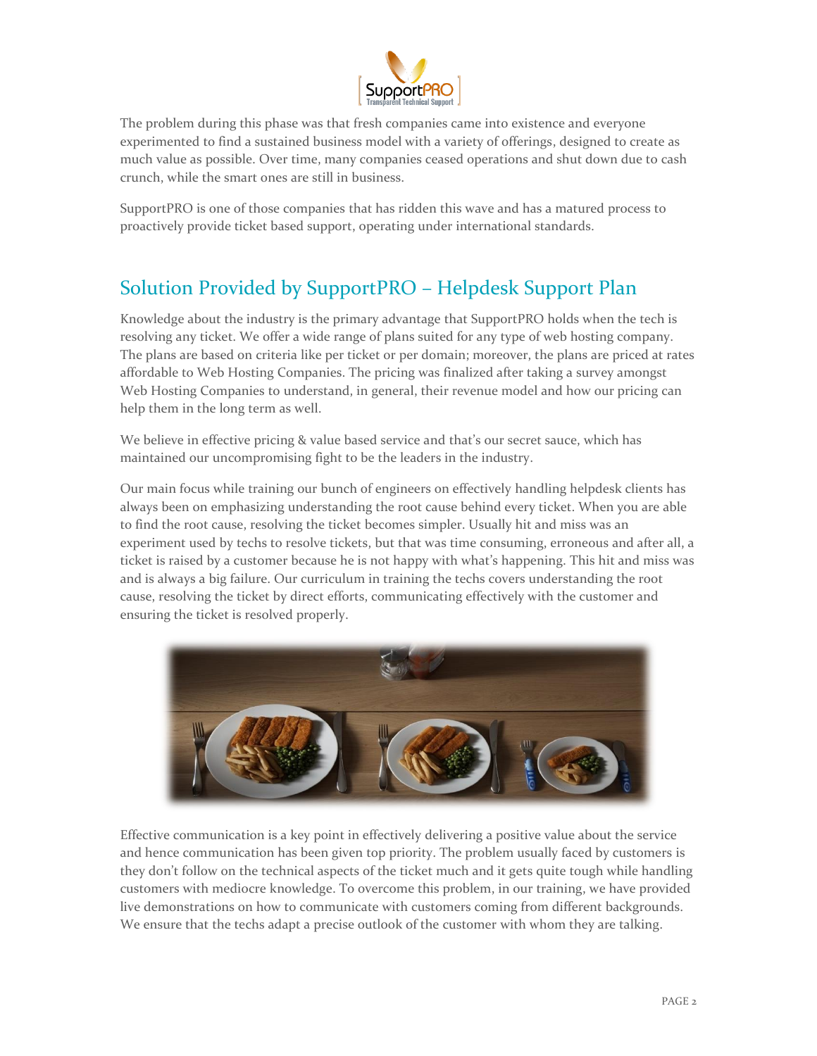The problem during this phase was that fresh companies came into existence and everyone experimented to find a sustained business model with a variety of offerings, designed to create as much value as possible. Over time, many companies ceased operations and shut down due to cash crunch, while the smart ones are still in business.

SupportPRO is one of those companies that has ridden this wave and has a matured process to proactively provide ticket based support, operating under international standards.

## Solution Provided by SupportPRO – Helpdesk Support Plan

Knowledge about the industry is the primary advantage that SupportPRO holds when the tech is resolving any ticket. We offer a wide range of plans suited for any type of web hosting company. The plans are based on criteria like per ticket or per domain; moreover, the plans are priced at rates affordable to Web Hosting Companies. The pricing was finalized after taking a survey amongst Web Hosting Companies to understand, in general, their revenue model and how our pricing can help them in the long term as well.

We believe in effective pricing & value based service and that's our secret sauce, which has maintained our uncompromising fight to be the leaders in the industry.

Our main focus while training our bunch of engineers on effectively handling helpdesk clients has always been on emphasizing understanding the root cause behind every ticket. When you are able to find the root cause, resolving the ticket becomes simpler. Usually hit and miss was an experiment used by techs to resolve tickets, but that was time consuming, erroneous and after all, a ticket is raised by a customer because he is not happy with what's happening. This hit and miss was and is always a big failure. Our curriculum in training the techs covers understanding the root cause, resolving the ticket by direct efforts, communicating effectively with the customer and ensuring the ticket is resolved properly.

Effective communication is a key point in effectively delivering a positive value about the service and hence communication has been given top priority. The problem usually faced by customers is they don't follow on the technical aspects of the ticket much and it gets quite tough while handling customers with mediocre knowledge. To overcome this problem, in our training, we have provided live demonstrations on how to communicate with customers coming from different backgrounds. We ensure that the techs adapt a precise outlook of the customer with whom they are talking.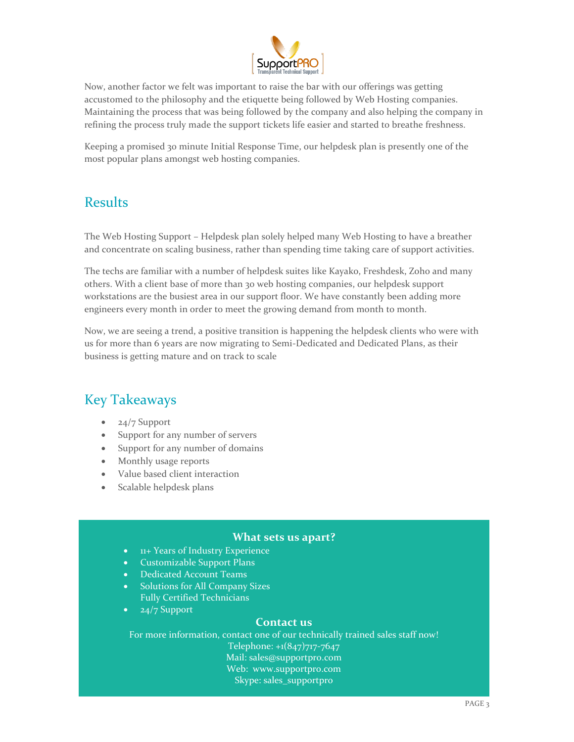Now, another factor we felt was important to raise the bar with our offerings was getting accustomed to the philosophy and the etiquette being followed by Web Hosting companies. Maintaining the process that was being followed by the company and also helping the company in refining the process truly made the support tickets life easier and started to breathe freshness.

Keeping a promised 30 minute Initial Response Time, our helpdesk plan is presently one of the most popular plans amongst web hosting companies.

## Results

The Web Hosting Support – Helpdesk plan solely helped many Web Hosting to have a breather and concentrate on scaling business, rather than spending time taking care of support activities.

The techs are familiar with a number of helpdesk suites like Kayako, Freshdesk, Zoho and many others. With a client base of more than 30 web hosting companies, our helpdesk support workstations are the busiest area in our support floor. We have constantly been adding more engineers every month in order to meet the growing demand from month to month.

Now, we are seeing a trend, a positive transition is happening the helpdesk clients who were with us for more than 6 years are now migrating to Semi-Dedicated and Dedicated Plans, as their business is getting mature and on track to scale

## Key Takeaways

- 24/7 Support
- Support for any number of servers
- Support for any number of domains
- Monthly usage reports
- Value based client interaction
- Scalable helpdesk plans

**What sets us apart?**

- 11+ Years of Industry Experience
- Customizable Support Plans
- Dedicated Account Teams
- Solutions for All Company Sizes
  Fully Certified Technicians
- 24/7 Support

**Contact us**

For more information, contact one of our technically trained sales staff now!
Telephone: +1(847)717-7647
Mail: sales@supportpro.com
Web: www.supportpro.com
Skype: sales_supportpro